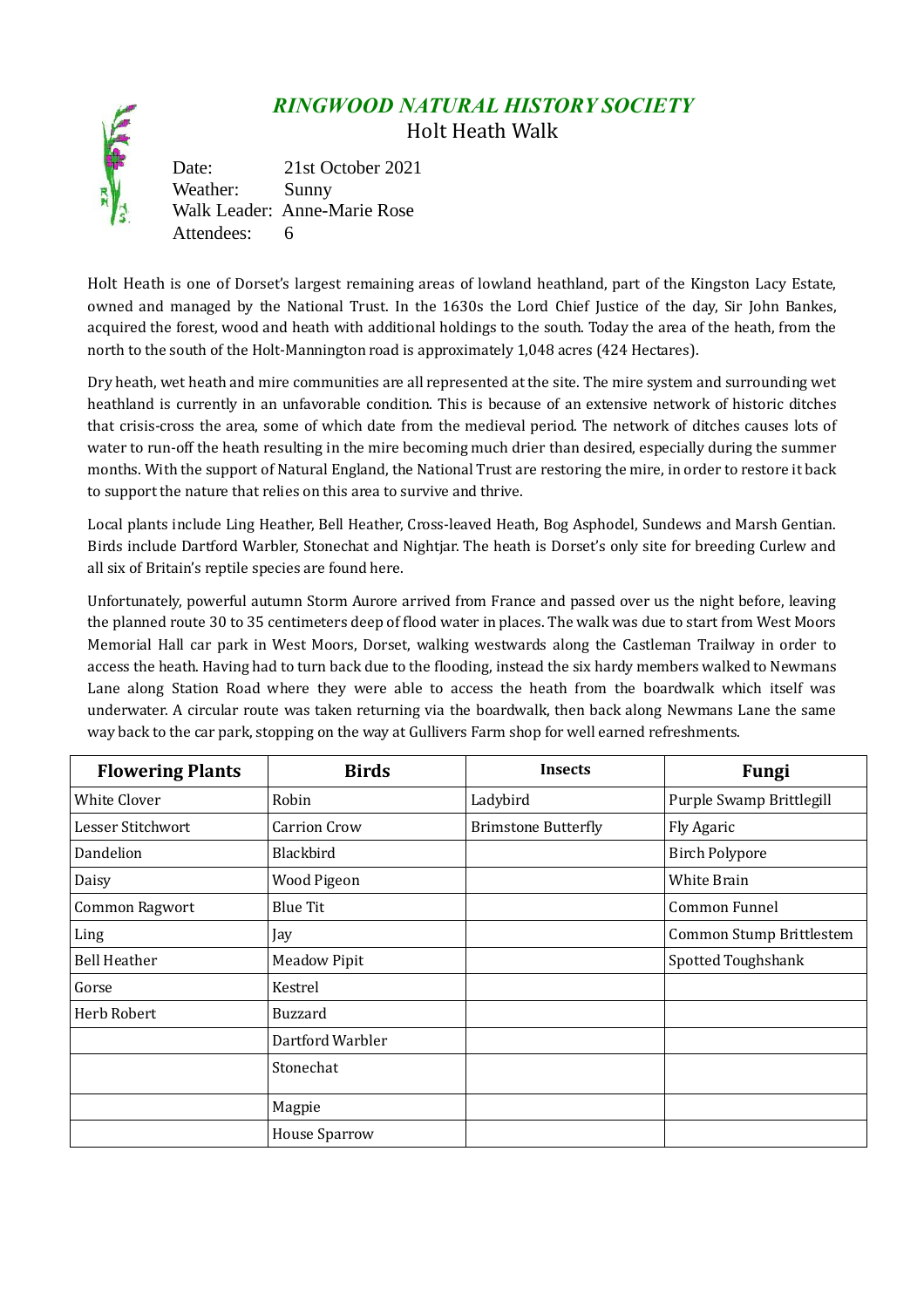# *RINGWOOD NATURAL HISTORY SOCIETY*

## Holt Heath Walk

Date: 21st October 2021
Weather: Sunny
Walk Leader: Anne-Marie Rose
Attendees: 6

Holt Heath is one of Dorset's largest remaining areas of lowland heathland, part of the Kingston Lacy Estate, owned and managed by the National Trust. In the 1630s the Lord Chief Justice of the day, Sir John Bankes, acquired the forest, wood and heath with additional holdings to the south. Today the area of the heath, from the north to the south of the Holt-Mannington road is approximately 1,048 acres (424 Hectares).

Dry heath, wet heath and mire communities are all represented at the site. The mire system and surrounding wet heathland is currently in an unfavorable condition. This is because of an extensive network of historic ditches that crisis-cross the area, some of which date from the medieval period. The network of ditches causes lots of water to run-off the heath resulting in the mire becoming much drier than desired, especially during the summer months. With the support of Natural England, the National Trust are restoring the mire, in order to restore it back to support the nature that relies on this area to survive and thrive.

Local plants include Ling Heather, Bell Heather, Cross-leaved Heath, Bog Asphodel, Sundews and Marsh Gentian. Birds include Dartford Warbler, Stonechat and Nightjar. The heath is Dorset's only site for breeding Curlew and all six of Britain's reptile species are found here.

Unfortunately, powerful autumn Storm Aurore arrived from France and passed over us the night before, leaving the planned route 30 to 35 centimeters deep of flood water in places. The walk was due to start from West Moors Memorial Hall car park in West Moors, Dorset, walking westwards along the Castleman Trailway in order to access the heath. Having had to turn back due to the flooding, instead the six hardy members walked to Newmans Lane along Station Road where they were able to access the heath from the boardwalk which itself was underwater. A circular route was taken returning via the boardwalk, then back along Newmans Lane the same way back to the car park, stopping on the way at Gullivers Farm shop for well earned refreshments.

| Flowering Plants | Birds | Insects | Fungi |
|---|---|---|---|
| White Clover | Robin | Ladybird | Purple Swamp Brittlegill |
| Lesser Stitchwort | Carrion Crow | Brimstone Butterfly | Fly Agaric |
| Dandelion | Blackbird | | Birch Polypore |
| Daisy | Wood Pigeon | | White Brain |
| Common Ragwort | Blue Tit | | Common Funnel |
| Ling | Jay | | Common Stump Brittlestem |
| Bell Heather | Meadow Pipit | | Spotted Toughshank |
| Gorse | Kestrel | | |
| Herb Robert | Buzzard | | |
| | Dartford Warbler | | |
| | Stonechat | | |
| | Magpie | | |
| | House Sparrow | | |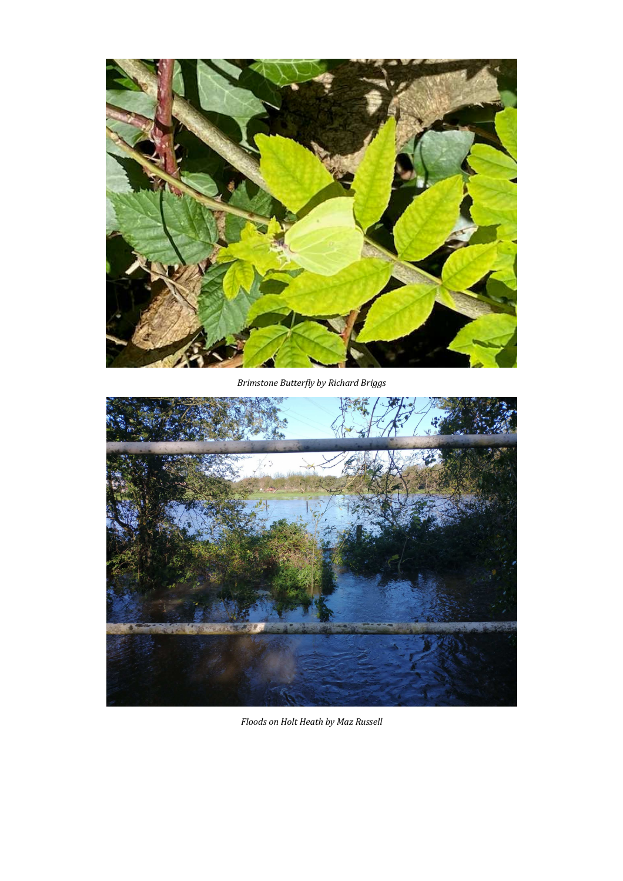*Brimstone Butterfly by Richard Briggs*

*Floods on Holt Heath by Maz Russell*